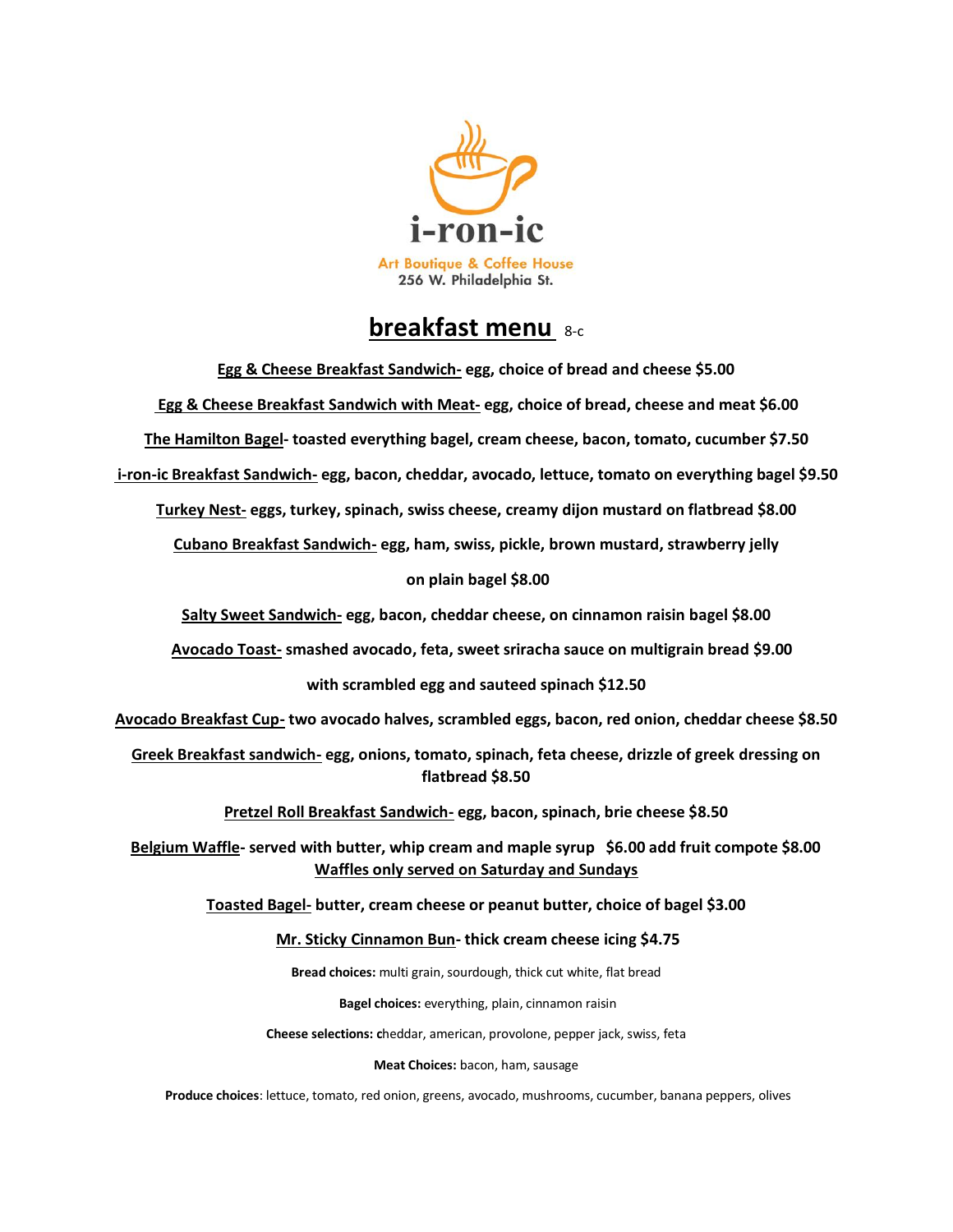i-ron-ic

Art Boutique & Coffee House
256 W. Philadelphia St.

# breakfast menu 8-c

**Egg & Cheese Breakfast Sandwich- egg, choice of bread and cheese $5.00**

**Egg & Cheese Breakfast Sandwich with Meat- egg, choice of bread, cheese and meat $6.00**

**The Hamilton Bagel- toasted everything bagel, cream cheese, bacon, tomato, cucumber $7.50**

**i-ron-ic Breakfast Sandwich- egg, bacon, cheddar, avocado, lettuce, tomato on everything bagel $9.50**

**Turkey Nest- eggs, turkey, spinach, swiss cheese, creamy dijon mustard on flatbread $8.00**

**Cubano Breakfast Sandwich- egg, ham, swiss, pickle, brown mustard, strawberry jelly on plain bagel $8.00**

**Salty Sweet Sandwich- egg, bacon, cheddar cheese, on cinnamon raisin bagel $8.00**

**Avocado Toast- smashed avocado, feta, sweet sriracha sauce on multigrain bread $9.00**

**with scrambled egg and sauteed spinach $12.50**

**Avocado Breakfast Cup- two avocado halves, scrambled eggs, bacon, red onion, cheddar cheese $8.50**

**Greek Breakfast sandwich- egg, onions, tomato, spinach, feta cheese, drizzle of greek dressing on flatbread $8.50**

**Pretzel Roll Breakfast Sandwich- egg, bacon, spinach, brie cheese $8.50**

**Belgium Waffle- served with butter, whip cream and maple syrup $6.00 add fruit compote $8.00**
**Waffles only served on Saturday and Sundays**

**Toasted Bagel- butter, cream cheese or peanut butter, choice of bagel $3.00**

**Mr. Sticky Cinnamon Bun- thick cream cheese icing $4.75**

**Bread choices:** multi grain, sourdough, thick cut white, flat bread

**Bagel choices:** everything, plain, cinnamon raisin

**Cheese selections: c**heddar, american, provolone, pepper jack, swiss, feta

**Meat Choices:** bacon, ham, sausage

**Produce choices**: lettuce, tomato, red onion, greens, avocado, mushrooms, cucumber, banana peppers, olives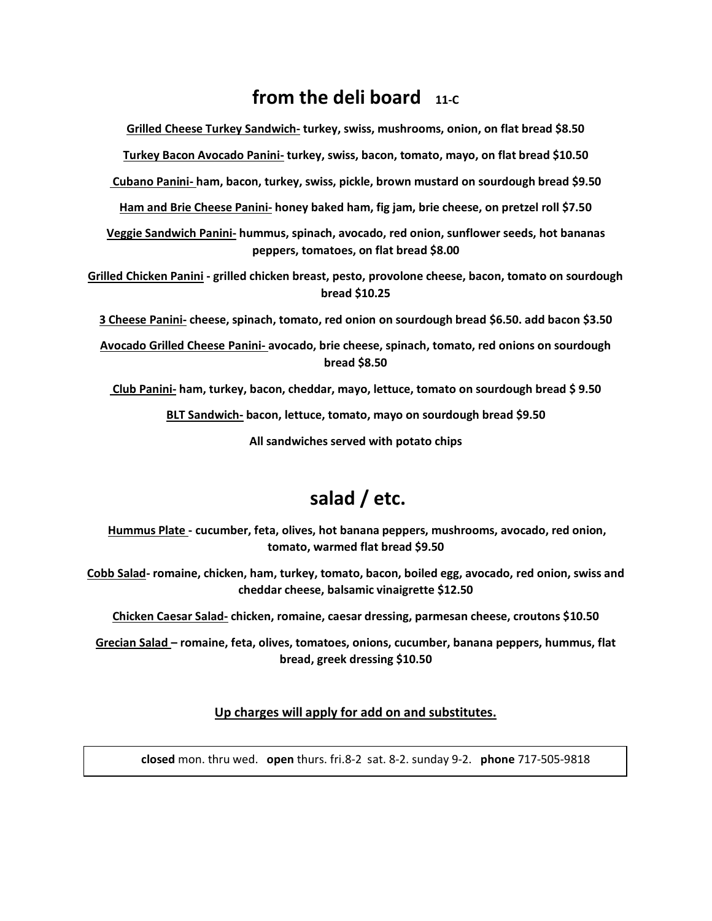## from the deli board 11-C

**<u>Grilled Cheese Turkey Sandwich-</u> turkey, swiss, mushrooms, onion, on flat bread $8.50**

**<u>Turkey Bacon Avocado Panini-</u> turkey, swiss, bacon, tomato, mayo, on flat bread $10.50**

**<u>Cubano Panini-</u> ham, bacon, turkey, swiss, pickle, brown mustard on sourdough bread $9.50**

**<u>Ham and Brie Cheese Panini-</u> honey baked ham, fig jam, brie cheese, on pretzel roll $7.50**

**<u>Veggie Sandwich Panini-</u> hummus, spinach, avocado, red onion, sunflower seeds, hot bananas peppers, tomatoes, on flat bread $8.00**

**<u>Grilled Chicken Panini</u> - grilled chicken breast, pesto, provolone cheese, bacon, tomato on sourdough bread $10.25**

**<u>3 Cheese Panini-</u> cheese, spinach, tomato, red onion on sourdough bread $6.50. add bacon $3.50**

**<u>Avocado Grilled Cheese Panini-</u> avocado, brie cheese, spinach, tomato, red onions on sourdough bread $8.50**

**<u>Club Panini-</u> ham, turkey, bacon, cheddar, mayo, lettuce, tomato on sourdough bread $ 9.50**

**<u>BLT Sandwich-</u> bacon, lettuce, tomato, mayo on sourdough bread $9.50**

**All sandwiches served with potato chips**

## salad / etc.

**<u>Hummus Plate</u> - cucumber, feta, olives, hot banana peppers, mushrooms, avocado, red onion, tomato, warmed flat bread $9.50**

**<u>Cobb Salad</u>- romaine, chicken, ham, turkey, tomato, bacon, boiled egg, avocado, red onion, swiss and cheddar cheese, balsamic vinaigrette $12.50**

**<u>Chicken Caesar Salad-</u> chicken, romaine, caesar dressing, parmesan cheese, croutons $10.50**

**<u>Grecian Salad</u> – romaine, feta, olives, tomatoes, onions, cucumber, banana peppers, hummus, flat bread, greek dressing $10.50**

**<u>Up charges will apply for add on and substitutes.</u>**

**closed** mon. thru wed. **open** thurs. fri.8-2 sat. 8-2. sunday 9-2. **phone** 717-505-9818